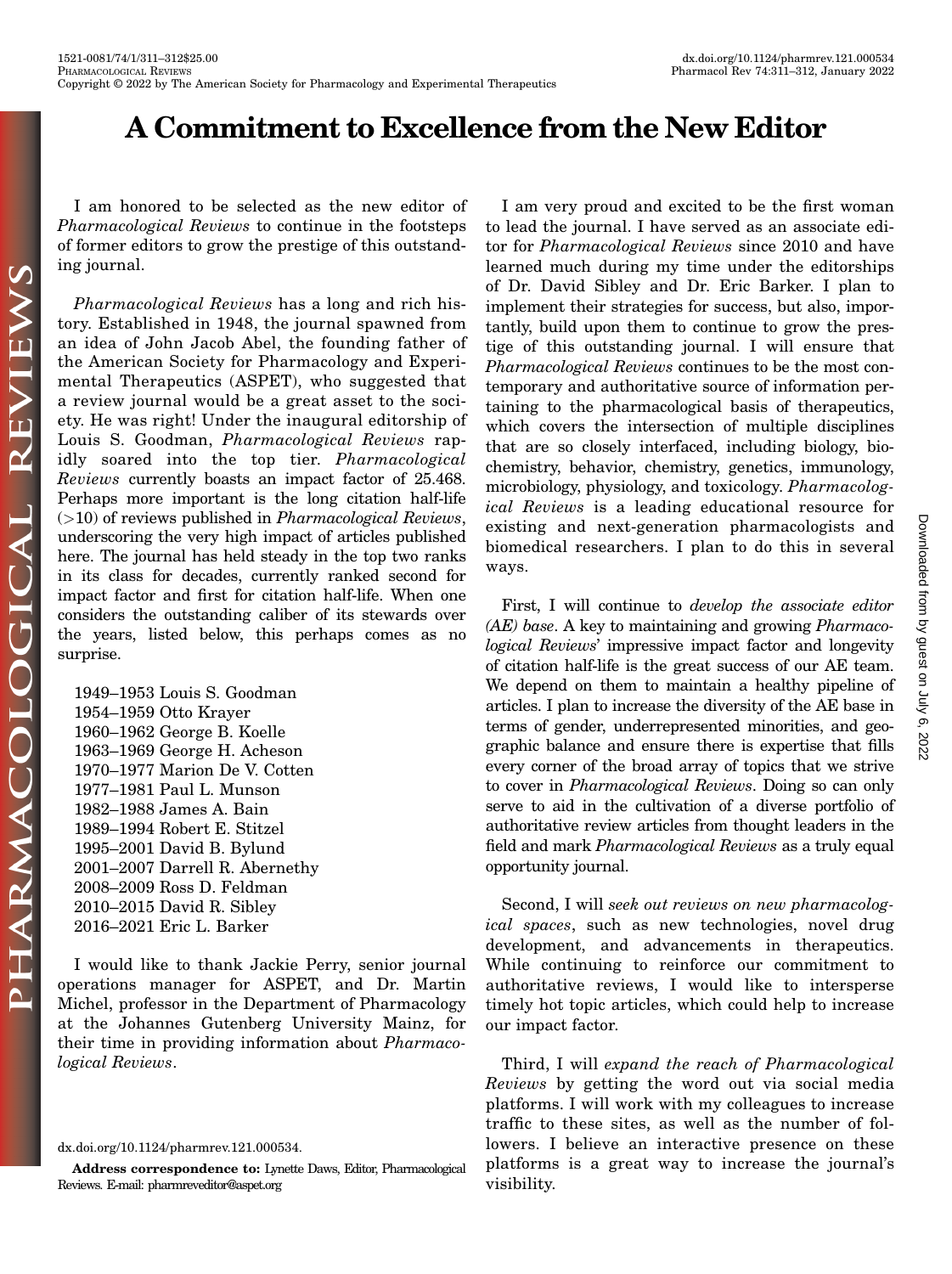# A Commitment to Excellence from the New Editor

I am honored to be selected as the new editor of *Pharmacological Reviews* to continue in the footsteps of former editors to grow the prestige of this outstanding journal.

*Pharmacological Reviews* has a long and rich history. Established in 1948, the journal spawned from an idea of John Jacob Abel, the founding father of the American Society for Pharmacology and Experimental Therapeutics (ASPET), who suggested that a review journal would be a great asset to the society. He was right! Under the inaugural editorship of Louis S. Goodman, *Pharmacological Reviews* rapidly soared into the top tier. *Pharmacological Reviews* currently boasts an impact factor of 25.468. Perhaps more important is the long citation half-life (>10) of reviews published in *Pharmacological Reviews*, underscoring the very high impact of articles published here. The journal has held steady in the top two ranks in its class for decades, currently ranked second for impact factor and first for citation half-life. When one considers the outstanding caliber of its stewards over the years, listed below, this perhaps comes as no surprise.

1949–1953 Louis S. Goodman
1954–1959 Otto Krayer
1960–1962 George B. Koelle
1963–1969 George H. Acheson
1970–1977 Marion De V. Cotten
1977–1981 Paul L. Munson
1982–1988 James A. Bain
1989–1994 Robert E. Stitzel
1995–2001 David B. Bylund
2001–2007 Darrell R. Abernethy
2008–2009 Ross D. Feldman
2010–2015 David R. Sibley
2016–2021 Eric L. Barker

I would like to thank Jackie Perry, senior journal operations manager for ASPET, and Dr. Martin Michel, professor in the Department of Pharmacology at the Johannes Gutenberg University Mainz, for their time in providing information about *Pharmacological Reviews*.

dx.doi.org/10.1124/pharmrev.121.000534.

**Address correspondence to:** Lynette Daws, Editor, Pharmacological Reviews. E-mail: pharmreveditor@aspet.org

I am very proud and excited to be the first woman to lead the journal. I have served as an associate editor for *Pharmacological Reviews* since 2010 and have learned much during my time under the editorships of Dr. David Sibley and Dr. Eric Barker. I plan to implement their strategies for success, but also, importantly, build upon them to continue to grow the prestige of this outstanding journal. I will ensure that *Pharmacological Reviews* continues to be the most contemporary and authoritative source of information pertaining to the pharmacological basis of therapeutics, which covers the intersection of multiple disciplines that are so closely interfaced, including biology, biochemistry, behavior, chemistry, genetics, immunology, microbiology, physiology, and toxicology. *Pharmacological Reviews* is a leading educational resource for existing and next-generation pharmacologists and biomedical researchers. I plan to do this in several ways.

First, I will continue to *develop the associate editor (AE) base*. A key to maintaining and growing *Pharmacological Reviews*' impressive impact factor and longevity of citation half-life is the great success of our AE team. We depend on them to maintain a healthy pipeline of articles. I plan to increase the diversity of the AE base in terms of gender, underrepresented minorities, and geographic balance and ensure there is expertise that fills every corner of the broad array of topics that we strive to cover in *Pharmacological Reviews*. Doing so can only serve to aid in the cultivation of a diverse portfolio of authoritative review articles from thought leaders in the field and mark *Pharmacological Reviews* as a truly equal opportunity journal.

Second, I will *seek out reviews on new pharmacological spaces*, such as new technologies, novel drug development, and advancements in therapeutics. While continuing to reinforce our commitment to authoritative reviews, I would like to intersperse timely hot topic articles, which could help to increase our impact factor.

Third, I will *expand the reach of Pharmacological Reviews* by getting the word out via social media platforms. I will work with my colleagues to increase traffic to these sites, as well as the number of followers. I believe an interactive presence on these platforms is a great way to increase the journal's visibility.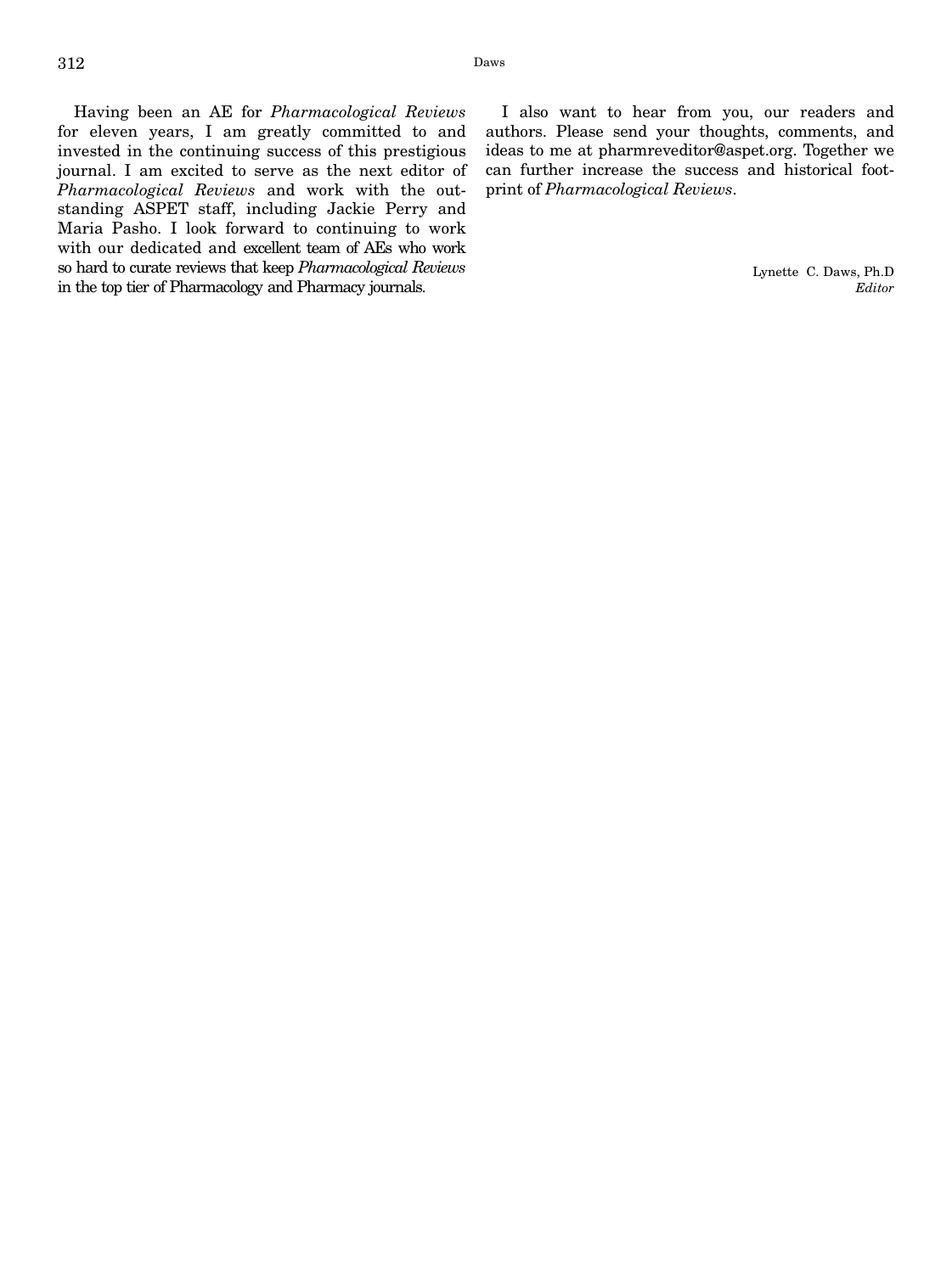Having been an AE for *Pharmacological Reviews* for eleven years, I am greatly committed to and invested in the continuing success of this prestigious journal. I am excited to serve as the next editor of *Pharmacological Reviews* and work with the outstanding ASPET staff, including Jackie Perry and Maria Pasho. I look forward to continuing to work with our dedicated and excellent team of AEs who work so hard to curate reviews that keep *Pharmacological Reviews* in the top tier of Pharmacology and Pharmacy journals.

I also want to hear from you, our readers and authors. Please send your thoughts, comments, and ideas to me at pharmreveditor@aspet.org. Together we can further increase the success and historical footprint of *Pharmacological Reviews*.

Lynette C. Daws, Ph.D
*Editor*